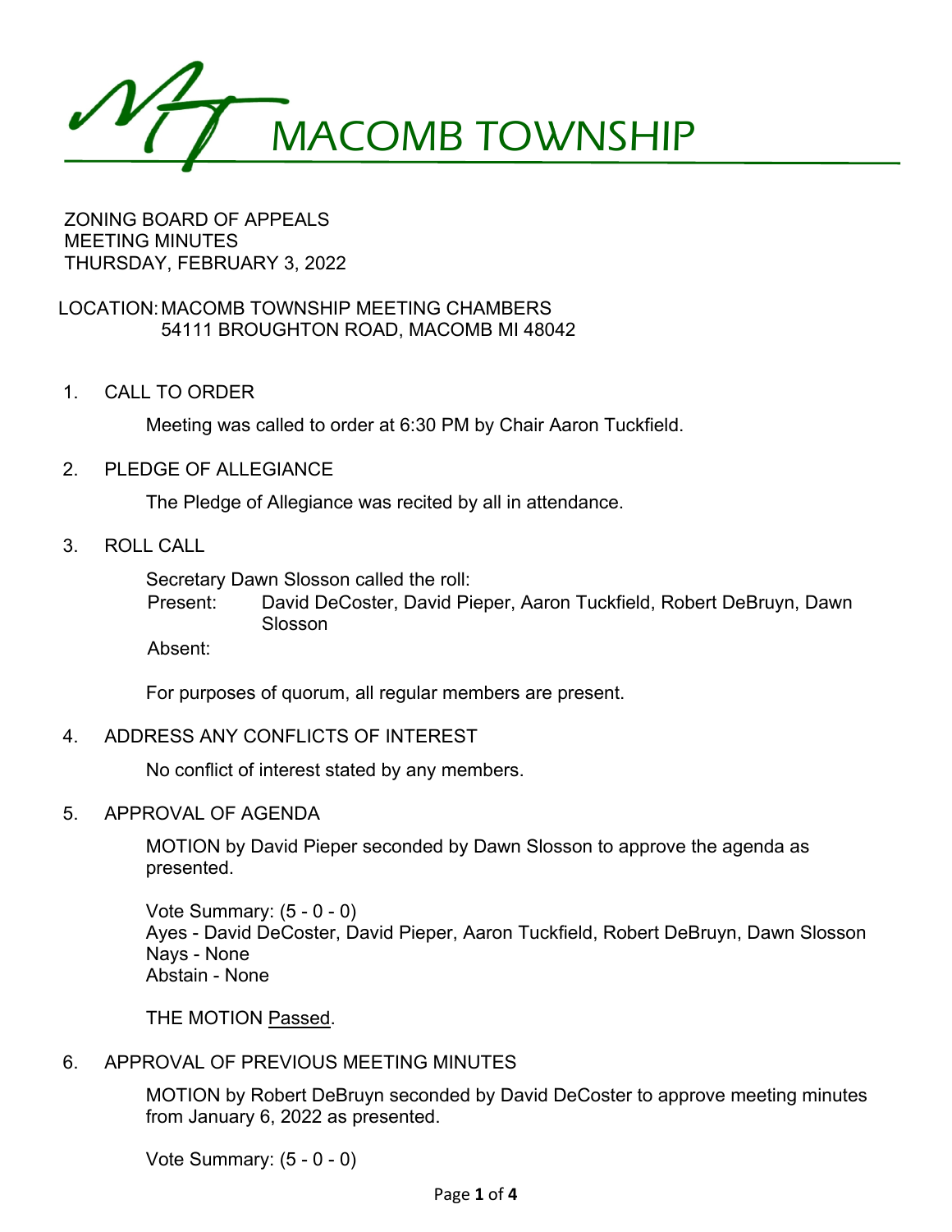# MACOMB TOWNSHIP

ZONING BOARD OF APPEALS
MEETING MINUTES
THURSDAY, FEBRUARY 3, 2022

LOCATION: MACOMB TOWNSHIP MEETING CHAMBERS
54111 BROUGHTON ROAD, MACOMB MI 48042

1. CALL TO ORDER

   Meeting was called to order at 6:30 PM by Chair Aaron Tuckfield.

2. PLEDGE OF ALLEGIANCE

   The Pledge of Allegiance was recited by all in attendance.

3. ROLL CALL

   Secretary Dawn Slosson called the roll:
   Present: David DeCoster, David Pieper, Aaron Tuckfield, Robert DeBruyn, Dawn Slosson
   Absent:

   For purposes of quorum, all regular members are present.

4. ADDRESS ANY CONFLICTS OF INTEREST

   No conflict of interest stated by any members.

5. APPROVAL OF AGENDA

   MOTION by David Pieper seconded by Dawn Slosson to approve the agenda as presented.

   Vote Summary: (5 - 0 - 0)
   Ayes - David DeCoster, David Pieper, Aaron Tuckfield, Robert DeBruyn, Dawn Slosson
   Nays - None
   Abstain - None

   THE MOTION Passed.

6. APPROVAL OF PREVIOUS MEETING MINUTES

   MOTION by Robert DeBruyn seconded by David DeCoster to approve meeting minutes from January 6, 2022 as presented.

   Vote Summary: (5 - 0 - 0)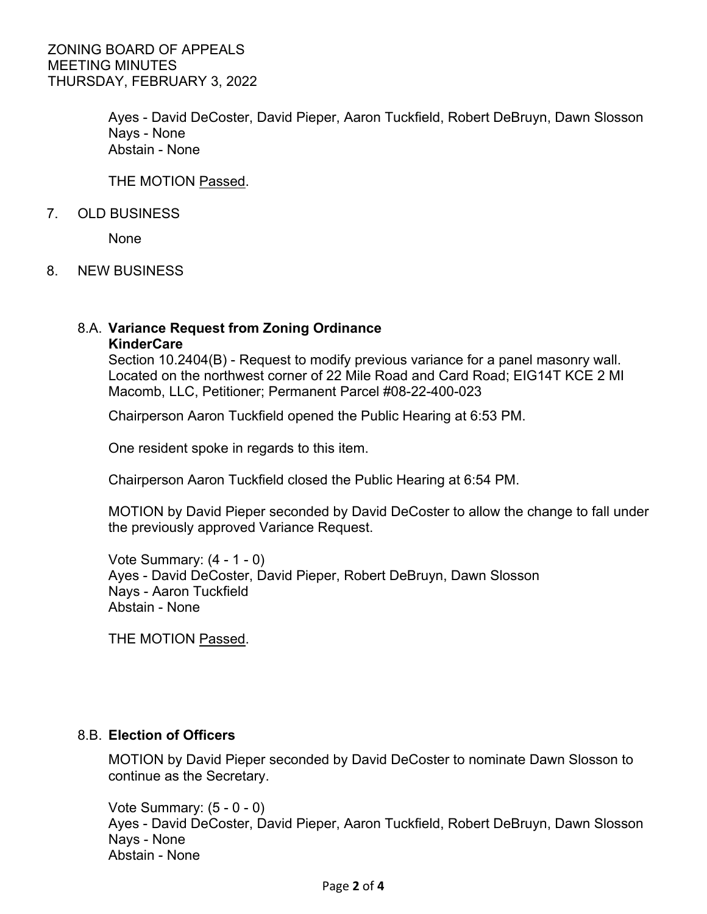Ayes - David DeCoster, David Pieper, Aaron Tuckfield, Robert DeBruyn, Dawn Slosson
Nays - None
Abstain - None

THE MOTION Passed.

7. OLD BUSINESS

None

8. NEW BUSINESS

### 8.A. **Variance Request from Zoning Ordinance**
**KinderCare**

Section 10.2404(B) - Request to modify previous variance for a panel masonry wall. Located on the northwest corner of 22 Mile Road and Card Road; EIG14T KCE 2 MI Macomb, LLC, Petitioner; Permanent Parcel #08-22-400-023

Chairperson Aaron Tuckfield opened the Public Hearing at 6:53 PM.

One resident spoke in regards to this item.

Chairperson Aaron Tuckfield closed the Public Hearing at 6:54 PM.

MOTION by David Pieper seconded by David DeCoster to allow the change to fall under the previously approved Variance Request.

Vote Summary: (4 - 1 - 0)
Ayes - David DeCoster, David Pieper, Robert DeBruyn, Dawn Slosson
Nays - Aaron Tuckfield
Abstain - None

THE MOTION Passed.

### 8.B. **Election of Officers**

MOTION by David Pieper seconded by David DeCoster to nominate Dawn Slosson to continue as the Secretary.

Vote Summary: (5 - 0 - 0)
Ayes - David DeCoster, David Pieper, Aaron Tuckfield, Robert DeBruyn, Dawn Slosson
Nays - None
Abstain - None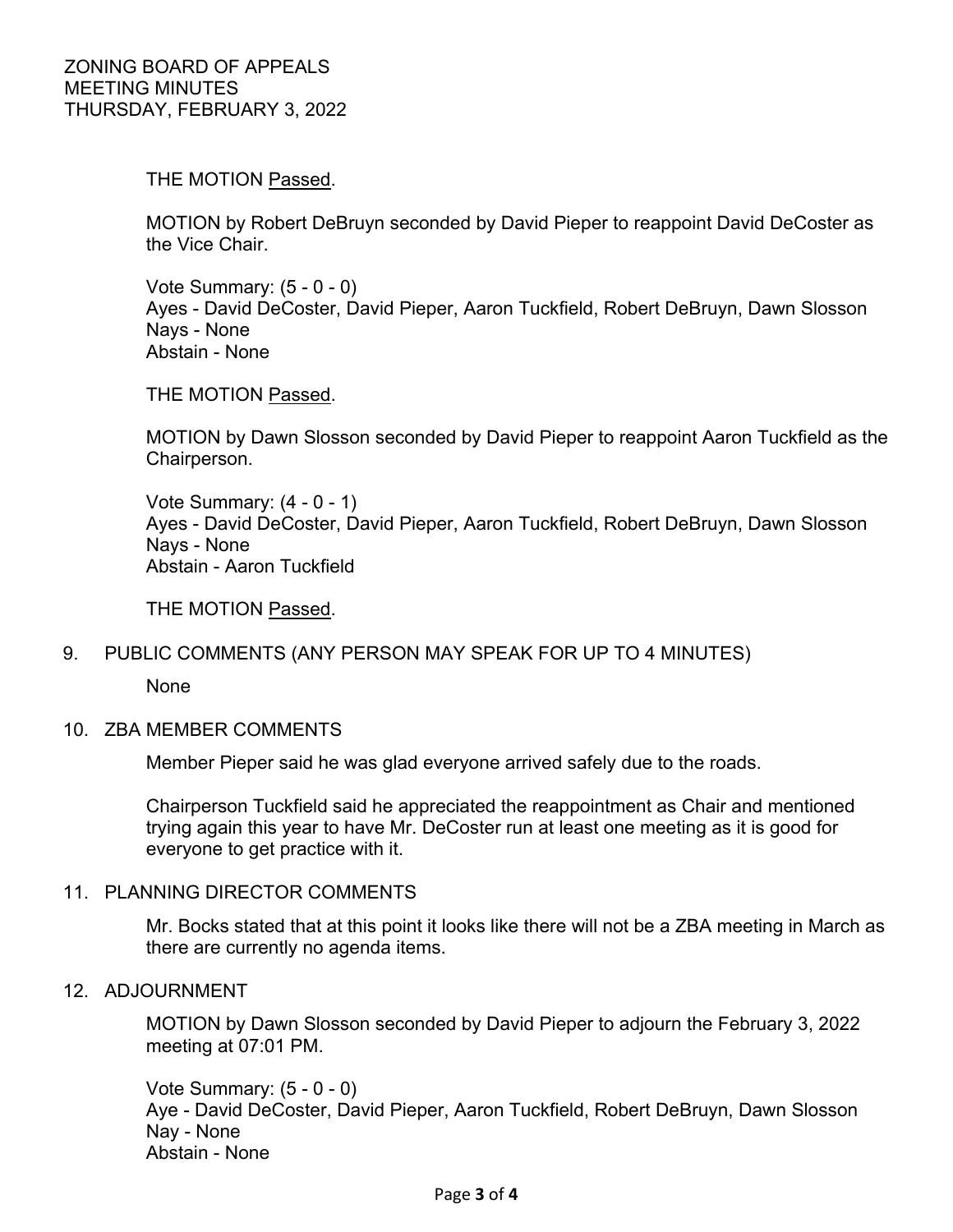THE MOTION Passed.

MOTION by Robert DeBruyn seconded by David Pieper to reappoint David DeCoster as the Vice Chair.

Vote Summary: (5 - 0 - 0)
Ayes - David DeCoster, David Pieper, Aaron Tuckfield, Robert DeBruyn, Dawn Slosson
Nays - None
Abstain - None

THE MOTION Passed.

MOTION by Dawn Slosson seconded by David Pieper to reappoint Aaron Tuckfield as the Chairperson.

Vote Summary: (4 - 0 - 1)
Ayes - David DeCoster, David Pieper, Aaron Tuckfield, Robert DeBruyn, Dawn Slosson
Nays - None
Abstain - Aaron Tuckfield

THE MOTION Passed.

9. PUBLIC COMMENTS (ANY PERSON MAY SPEAK FOR UP TO 4 MINUTES)

None

10. ZBA MEMBER COMMENTS

Member Pieper said he was glad everyone arrived safely due to the roads.

Chairperson Tuckfield said he appreciated the reappointment as Chair and mentioned trying again this year to have Mr. DeCoster run at least one meeting as it is good for everyone to get practice with it.

11. PLANNING DIRECTOR COMMENTS

Mr. Bocks stated that at this point it looks like there will not be a ZBA meeting in March as there are currently no agenda items.

12. ADJOURNMENT

MOTION by Dawn Slosson seconded by David Pieper to adjourn the February 3, 2022 meeting at 07:01 PM.

Vote Summary: (5 - 0 - 0)
Aye - David DeCoster, David Pieper, Aaron Tuckfield, Robert DeBruyn, Dawn Slosson
Nay - None
Abstain - None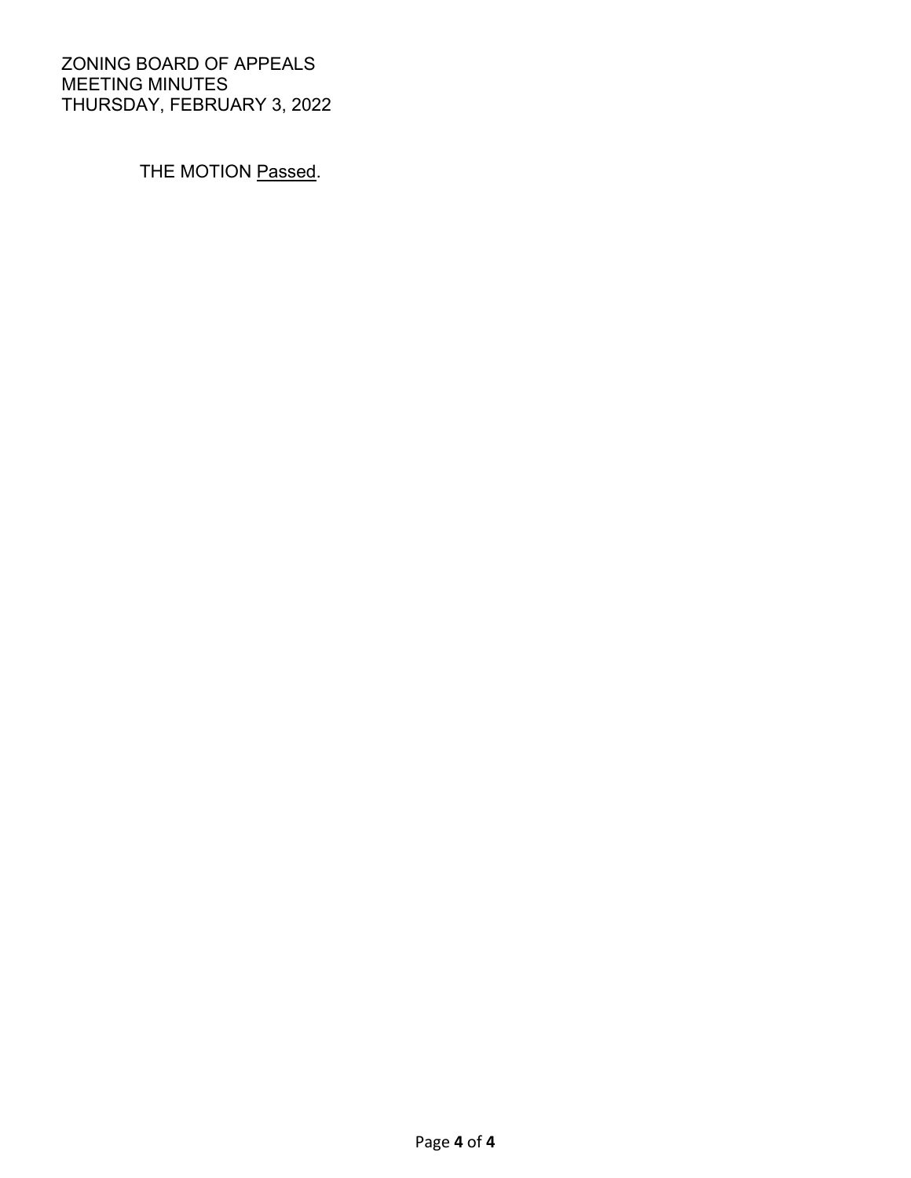THE MOTION Passed.